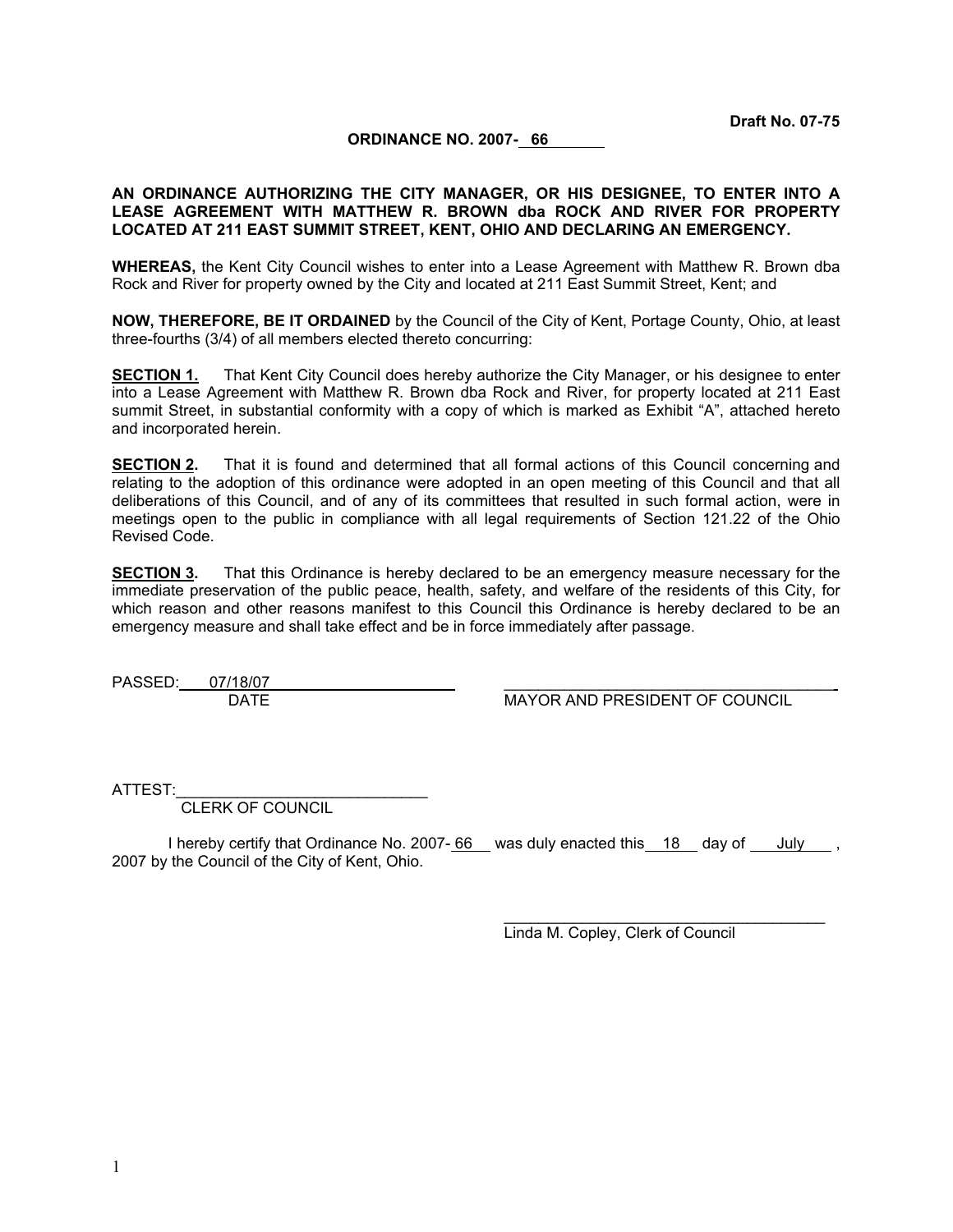**Draft No. 07-75**

**ORDINANCE NO. 2007- 66**

**AN ORDINANCE AUTHORIZING THE CITY MANAGER, OR HIS DESIGNEE, TO ENTER INTO A LEASE AGREEMENT WITH MATTHEW R. BROWN dba ROCK AND RIVER FOR PROPERTY LOCATED AT 211 EAST SUMMIT STREET, KENT, OHIO AND DECLARING AN EMERGENCY.**

**WHEREAS,** the Kent City Council wishes to enter into a Lease Agreement with Matthew R. Brown dba Rock and River for property owned by the City and located at 211 East Summit Street, Kent; and

**NOW, THEREFORE, BE IT ORDAINED** by the Council of the City of Kent, Portage County, Ohio, at least three-fourths (3/4) of all members elected thereto concurring:

**SECTION 1.** That Kent City Council does hereby authorize the City Manager, or his designee to enter into a Lease Agreement with Matthew R. Brown dba Rock and River, for property located at 211 East summit Street, in substantial conformity with a copy of which is marked as Exhibit "A", attached hereto and incorporated herein.

**SECTION 2.** That it is found and determined that all formal actions of this Council concerning and relating to the adoption of this ordinance were adopted in an open meeting of this Council and that all deliberations of this Council, and of any of its committees that resulted in such formal action, were in meetings open to the public in compliance with all legal requirements of Section 121.22 of the Ohio Revised Code.

**SECTION 3.** That this Ordinance is hereby declared to be an emergency measure necessary for the immediate preservation of the public peace, health, safety, and welfare of the residents of this City, for which reason and other reasons manifest to this Council this Ordinance is hereby declared to be an emergency measure and shall take effect and be in force immediately after passage.

PASSED: 07/18/07
DATE

\_\_\_\_\_\_\_\_\_\_\_\_\_\_\_\_\_\_\_\_\_\_\_\_\_\_\_\_\_\_\_\_\_\_\_\_\_\_
MAYOR AND PRESIDENT OF COUNCIL

ATTEST:\_\_\_\_\_\_\_\_\_\_\_\_\_\_\_\_\_\_\_\_\_\_\_\_\_\_\_\_\_
CLERK OF COUNCIL

I hereby certify that Ordinance No. 2007- 66 was duly enacted this 18 day of July , 2007 by the Council of the City of Kent, Ohio.

\_\_\_\_\_\_\_\_\_\_\_\_\_\_\_\_\_\_\_\_\_\_\_\_\_\_\_\_\_\_\_\_\_\_\_\_\_\_
Linda M. Copley, Clerk of Council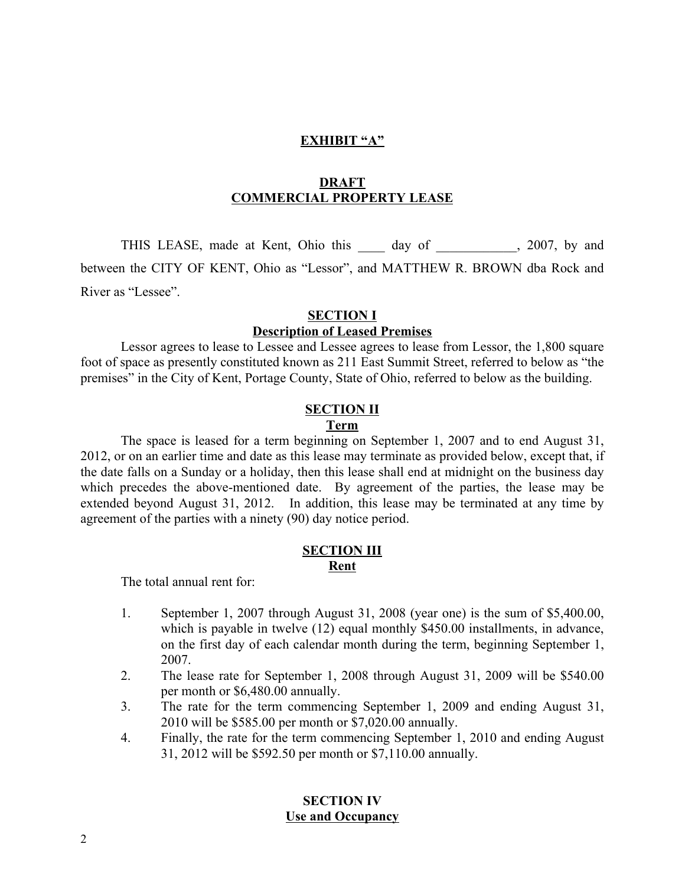**EXHIBIT "A"**

## DRAFT
## COMMERCIAL PROPERTY LEASE

THIS LEASE, made at Kent, Ohio this \_\_\_\_ day of \_\_\_\_\_\_\_\_\_\_\_\_, 2007, by and between the CITY OF KENT, Ohio as "Lessor", and MATTHEW R. BROWN dba Rock and River as "Lessee".

### SECTION I
### Description of Leased Premises

Lessor agrees to lease to Lessee and Lessee agrees to lease from Lessor, the 1,800 square foot of space as presently constituted known as 211 East Summit Street, referred to below as "the premises" in the City of Kent, Portage County, State of Ohio, referred to below as the building.

### SECTION II
### Term

The space is leased for a term beginning on September 1, 2007 and to end August 31, 2012, or on an earlier time and date as this lease may terminate as provided below, except that, if the date falls on a Sunday or a holiday, then this lease shall end at midnight on the business day which precedes the above-mentioned date. By agreement of the parties, the lease may be extended beyond August 31, 2012. In addition, this lease may be terminated at any time by agreement of the parties with a ninety (90) day notice period.

### SECTION III
### Rent

The total annual rent for:

1. September 1, 2007 through August 31, 2008 (year one) is the sum of $5,400.00, which is payable in twelve (12) equal monthly $450.00 installments, in advance, on the first day of each calendar month during the term, beginning September 1, 2007.
2. The lease rate for September 1, 2008 through August 31, 2009 will be $540.00 per month or $6,480.00 annually.
3. The rate for the term commencing September 1, 2009 and ending August 31, 2010 will be $585.00 per month or $7,020.00 annually.
4. Finally, the rate for the term commencing September 1, 2010 and ending August 31, 2012 will be $592.50 per month or $7,110.00 annually.

### SECTION IV
### Use and Occupancy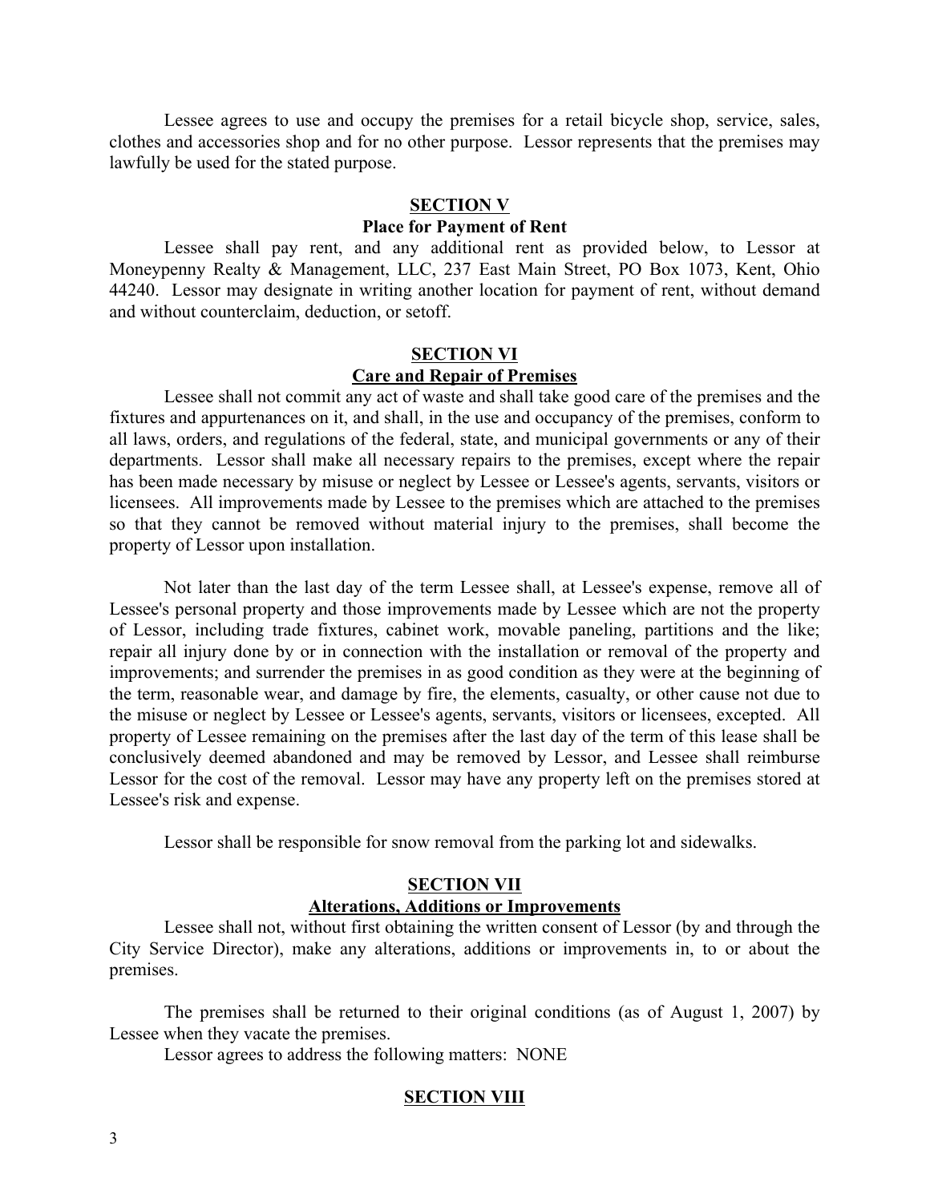Lessee agrees to use and occupy the premises for a retail bicycle shop, service, sales, clothes and accessories shop and for no other purpose. Lessor represents that the premises may lawfully be used for the stated purpose.

## SECTION V

### Place for Payment of Rent

Lessee shall pay rent, and any additional rent as provided below, to Lessor at Moneypenny Realty & Management, LLC, 237 East Main Street, PO Box 1073, Kent, Ohio 44240. Lessor may designate in writing another location for payment of rent, without demand and without counterclaim, deduction, or setoff.

## SECTION VI

### Care and Repair of Premises

Lessee shall not commit any act of waste and shall take good care of the premises and the fixtures and appurtenances on it, and shall, in the use and occupancy of the premises, conform to all laws, orders, and regulations of the federal, state, and municipal governments or any of their departments. Lessor shall make all necessary repairs to the premises, except where the repair has been made necessary by misuse or neglect by Lessee or Lessee's agents, servants, visitors or licensees. All improvements made by Lessee to the premises which are attached to the premises so that they cannot be removed without material injury to the premises, shall become the property of Lessor upon installation.

Not later than the last day of the term Lessee shall, at Lessee's expense, remove all of Lessee's personal property and those improvements made by Lessee which are not the property of Lessor, including trade fixtures, cabinet work, movable paneling, partitions and the like; repair all injury done by or in connection with the installation or removal of the property and improvements; and surrender the premises in as good condition as they were at the beginning of the term, reasonable wear, and damage by fire, the elements, casualty, or other cause not due to the misuse or neglect by Lessee or Lessee's agents, servants, visitors or licensees, excepted. All property of Lessee remaining on the premises after the last day of the term of this lease shall be conclusively deemed abandoned and may be removed by Lessor, and Lessee shall reimburse Lessor for the cost of the removal. Lessor may have any property left on the premises stored at Lessee's risk and expense.

Lessor shall be responsible for snow removal from the parking lot and sidewalks.

## SECTION VII

### Alterations, Additions or Improvements

Lessee shall not, without first obtaining the written consent of Lessor (by and through the City Service Director), make any alterations, additions or improvements in, to or about the premises.

The premises shall be returned to their original conditions (as of August 1, 2007) by Lessee when they vacate the premises.

Lessor agrees to address the following matters: NONE

## SECTION VIII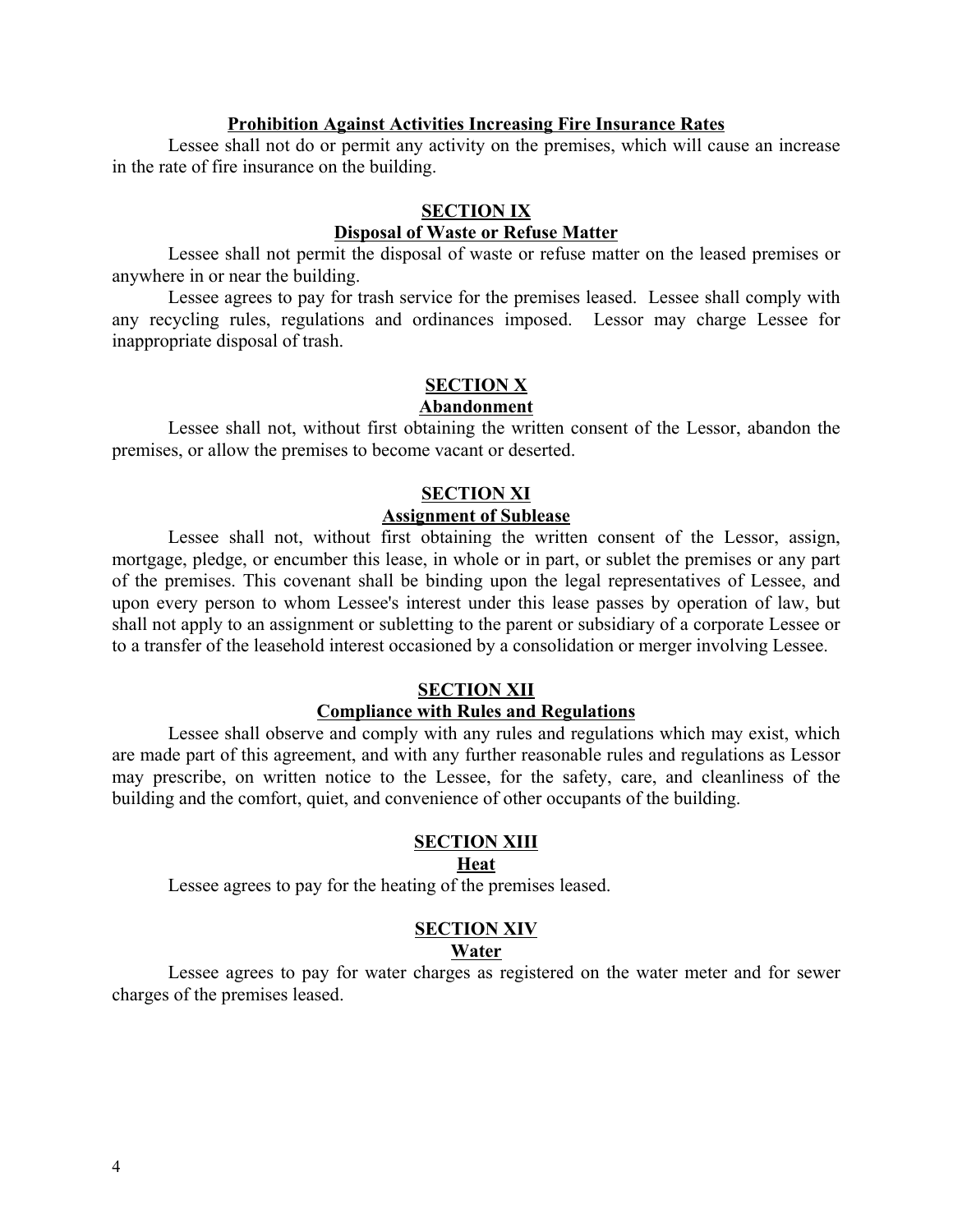**Prohibition Against Activities Increasing Fire Insurance Rates**

Lessee shall not do or permit any activity on the premises, which will cause an increase in the rate of fire insurance on the building.

## SECTION IX
### Disposal of Waste or Refuse Matter

Lessee shall not permit the disposal of waste or refuse matter on the leased premises or anywhere in or near the building.

Lessee agrees to pay for trash service for the premises leased. Lessee shall comply with any recycling rules, regulations and ordinances imposed. Lessor may charge Lessee for inappropriate disposal of trash.

## SECTION X
### Abandonment

Lessee shall not, without first obtaining the written consent of the Lessor, abandon the premises, or allow the premises to become vacant or deserted.

## SECTION XI
### Assignment of Sublease

Lessee shall not, without first obtaining the written consent of the Lessor, assign, mortgage, pledge, or encumber this lease, in whole or in part, or sublet the premises or any part of the premises. This covenant shall be binding upon the legal representatives of Lessee, and upon every person to whom Lessee's interest under this lease passes by operation of law, but shall not apply to an assignment or subletting to the parent or subsidiary of a corporate Lessee or to a transfer of the leasehold interest occasioned by a consolidation or merger involving Lessee.

## SECTION XII
### Compliance with Rules and Regulations

Lessee shall observe and comply with any rules and regulations which may exist, which are made part of this agreement, and with any further reasonable rules and regulations as Lessor may prescribe, on written notice to the Lessee, for the safety, care, and cleanliness of the building and the comfort, quiet, and convenience of other occupants of the building.

## SECTION XIII
### Heat

Lessee agrees to pay for the heating of the premises leased.

## SECTION XIV
### Water

Lessee agrees to pay for water charges as registered on the water meter and for sewer charges of the premises leased.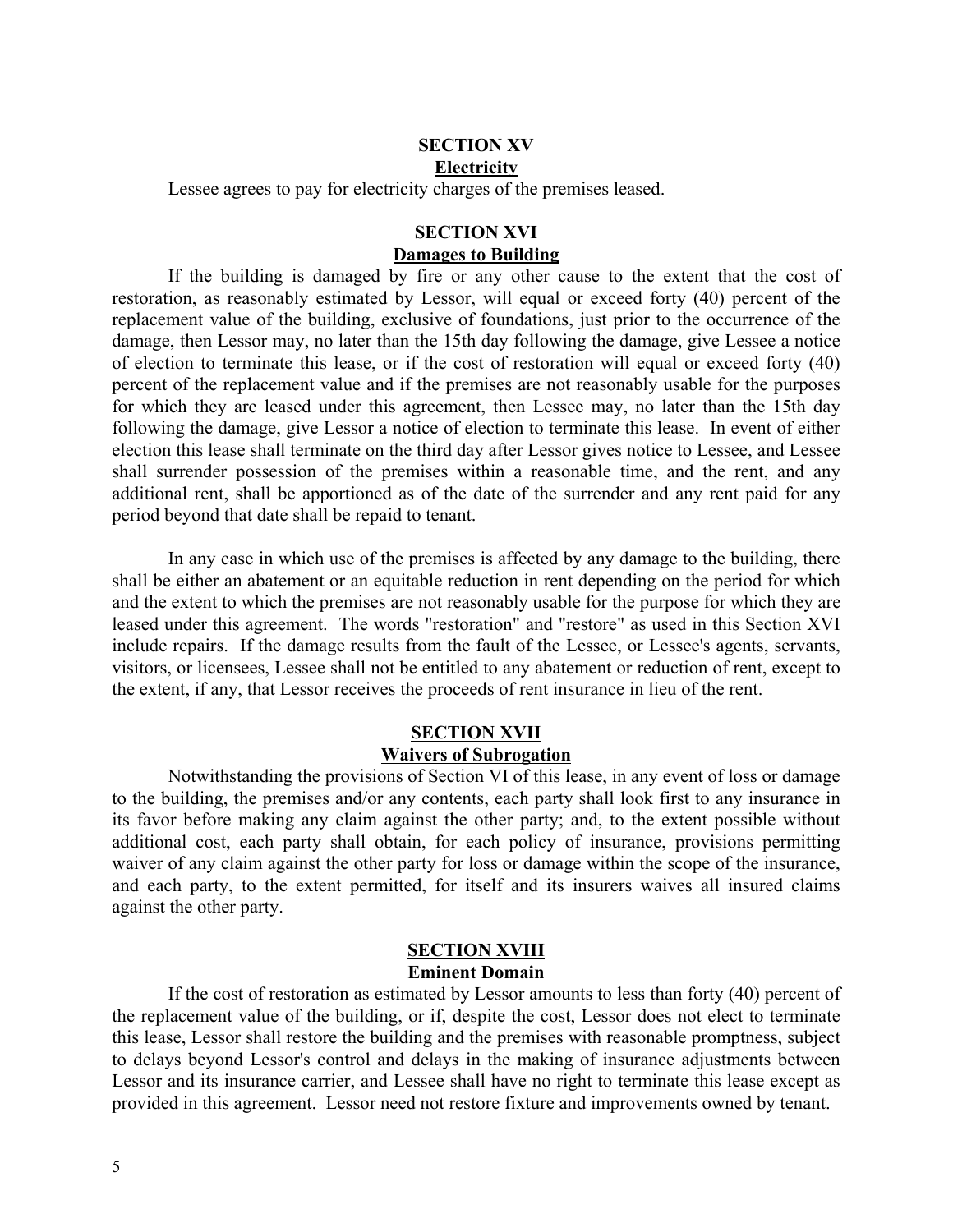## SECTION XV
**Electricity**

Lessee agrees to pay for electricity charges of the premises leased.

## SECTION XVI
**Damages to Building**

If the building is damaged by fire or any other cause to the extent that the cost of restoration, as reasonably estimated by Lessor, will equal or exceed forty (40) percent of the replacement value of the building, exclusive of foundations, just prior to the occurrence of the damage, then Lessor may, no later than the 15th day following the damage, give Lessee a notice of election to terminate this lease, or if the cost of restoration will equal or exceed forty (40) percent of the replacement value and if the premises are not reasonably usable for the purposes for which they are leased under this agreement, then Lessee may, no later than the 15th day following the damage, give Lessor a notice of election to terminate this lease. In event of either election this lease shall terminate on the third day after Lessor gives notice to Lessee, and Lessee shall surrender possession of the premises within a reasonable time, and the rent, and any additional rent, shall be apportioned as of the date of the surrender and any rent paid for any period beyond that date shall be repaid to tenant.

In any case in which use of the premises is affected by any damage to the building, there shall be either an abatement or an equitable reduction in rent depending on the period for which and the extent to which the premises are not reasonably usable for the purpose for which they are leased under this agreement. The words "restoration" and "restore" as used in this Section XVI include repairs. If the damage results from the fault of the Lessee, or Lessee's agents, servants, visitors, or licensees, Lessee shall not be entitled to any abatement or reduction of rent, except to the extent, if any, that Lessor receives the proceeds of rent insurance in lieu of the rent.

## SECTION XVII
**Waivers of Subrogation**

Notwithstanding the provisions of Section VI of this lease, in any event of loss or damage to the building, the premises and/or any contents, each party shall look first to any insurance in its favor before making any claim against the other party; and, to the extent possible without additional cost, each party shall obtain, for each policy of insurance, provisions permitting waiver of any claim against the other party for loss or damage within the scope of the insurance, and each party, to the extent permitted, for itself and its insurers waives all insured claims against the other party.

## SECTION XVIII
**Eminent Domain**

If the cost of restoration as estimated by Lessor amounts to less than forty (40) percent of the replacement value of the building, or if, despite the cost, Lessor does not elect to terminate this lease, Lessor shall restore the building and the premises with reasonable promptness, subject to delays beyond Lessor's control and delays in the making of insurance adjustments between Lessor and its insurance carrier, and Lessee shall have no right to terminate this lease except as provided in this agreement. Lessor need not restore fixture and improvements owned by tenant.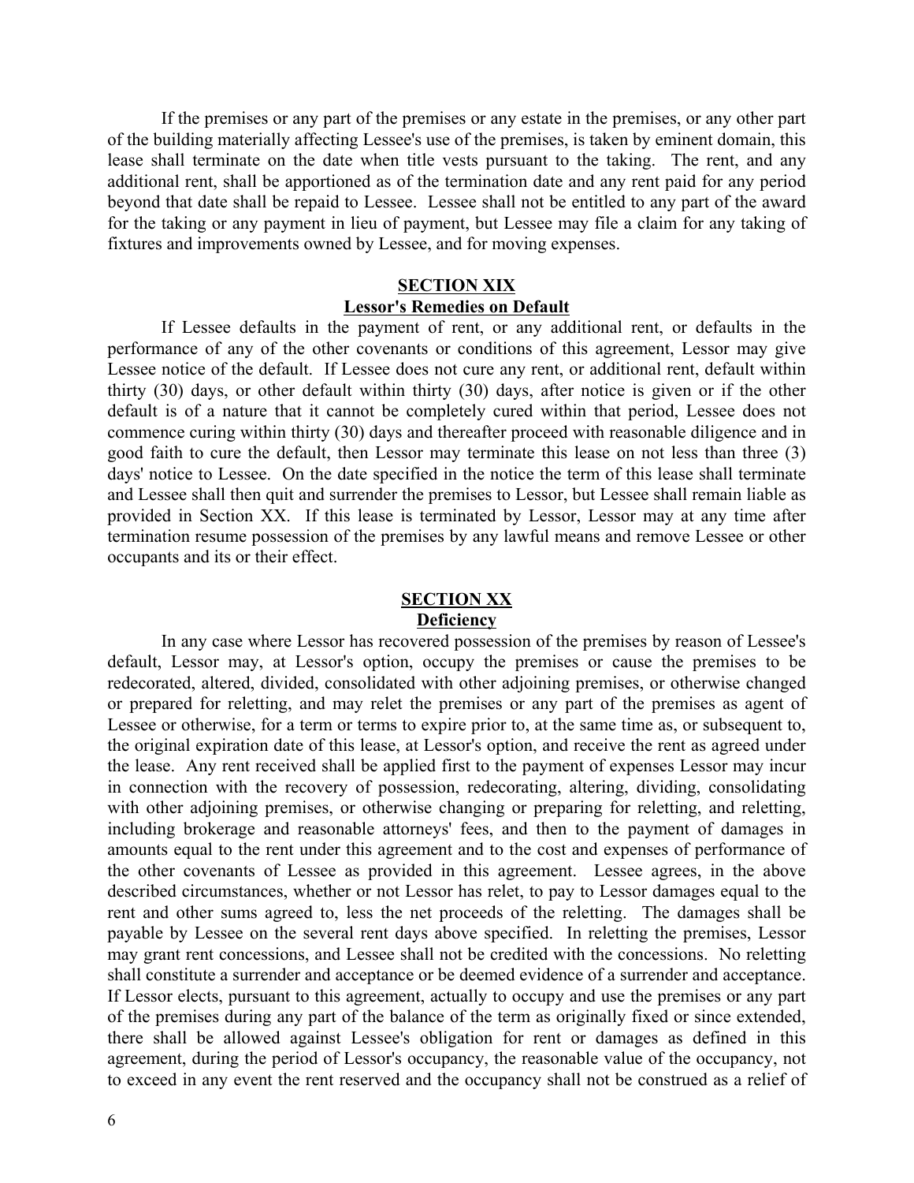If the premises or any part of the premises or any estate in the premises, or any other part of the building materially affecting Lessee's use of the premises, is taken by eminent domain, this lease shall terminate on the date when title vests pursuant to the taking. The rent, and any additional rent, shall be apportioned as of the termination date and any rent paid for any period beyond that date shall be repaid to Lessee. Lessee shall not be entitled to any part of the award for the taking or any payment in lieu of payment, but Lessee may file a claim for any taking of fixtures and improvements owned by Lessee, and for moving expenses.

## SECTION XIX
## Lessor's Remedies on Default

If Lessee defaults in the payment of rent, or any additional rent, or defaults in the performance of any of the other covenants or conditions of this agreement, Lessor may give Lessee notice of the default. If Lessee does not cure any rent, or additional rent, default within thirty (30) days, or other default within thirty (30) days, after notice is given or if the other default is of a nature that it cannot be completely cured within that period, Lessee does not commence curing within thirty (30) days and thereafter proceed with reasonable diligence and in good faith to cure the default, then Lessor may terminate this lease on not less than three (3) days' notice to Lessee. On the date specified in the notice the term of this lease shall terminate and Lessee shall then quit and surrender the premises to Lessor, but Lessee shall remain liable as provided in Section XX. If this lease is terminated by Lessor, Lessor may at any time after termination resume possession of the premises by any lawful means and remove Lessee or other occupants and its or their effect.

## SECTION XX
## Deficiency

In any case where Lessor has recovered possession of the premises by reason of Lessee's default, Lessor may, at Lessor's option, occupy the premises or cause the premises to be redecorated, altered, divided, consolidated with other adjoining premises, or otherwise changed or prepared for reletting, and may relet the premises or any part of the premises as agent of Lessee or otherwise, for a term or terms to expire prior to, at the same time as, or subsequent to, the original expiration date of this lease, at Lessor's option, and receive the rent as agreed under the lease. Any rent received shall be applied first to the payment of expenses Lessor may incur in connection with the recovery of possession, redecorating, altering, dividing, consolidating with other adjoining premises, or otherwise changing or preparing for reletting, and reletting, including brokerage and reasonable attorneys' fees, and then to the payment of damages in amounts equal to the rent under this agreement and to the cost and expenses of performance of the other covenants of Lessee as provided in this agreement. Lessee agrees, in the above described circumstances, whether or not Lessor has relet, to pay to Lessor damages equal to the rent and other sums agreed to, less the net proceeds of the reletting. The damages shall be payable by Lessee on the several rent days above specified. In reletting the premises, Lessor may grant rent concessions, and Lessee shall not be credited with the concessions. No reletting shall constitute a surrender and acceptance or be deemed evidence of a surrender and acceptance. If Lessor elects, pursuant to this agreement, actually to occupy and use the premises or any part of the premises during any part of the balance of the term as originally fixed or since extended, there shall be allowed against Lessee's obligation for rent or damages as defined in this agreement, during the period of Lessor's occupancy, the reasonable value of the occupancy, not to exceed in any event the rent reserved and the occupancy shall not be construed as a relief of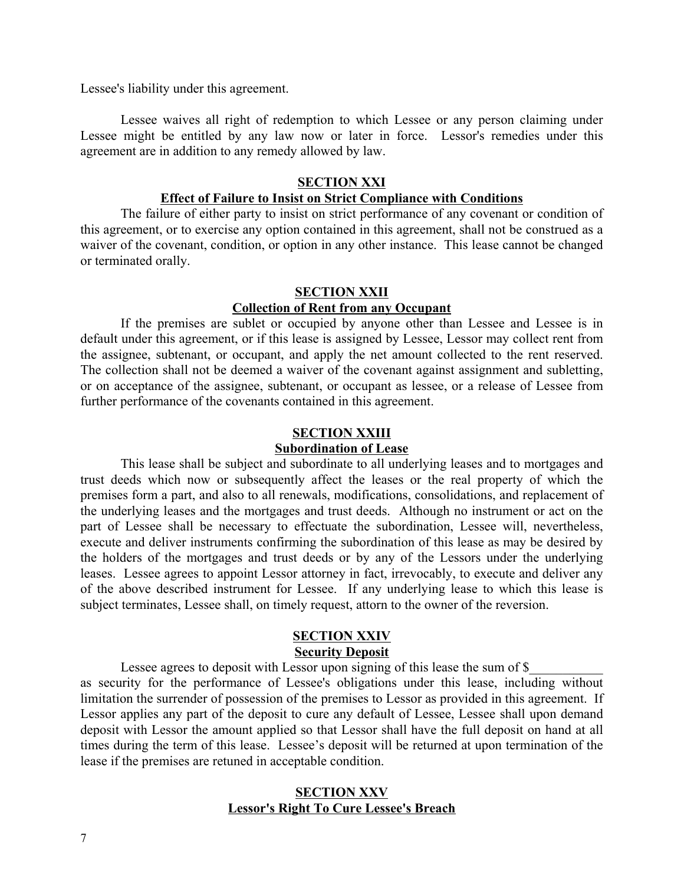Lessee's liability under this agreement.

Lessee waives all right of redemption to which Lessee or any person claiming under Lessee might be entitled by any law now or later in force. Lessor's remedies under this agreement are in addition to any remedy allowed by law.

## SECTION XXI
## Effect of Failure to Insist on Strict Compliance with Conditions

The failure of either party to insist on strict performance of any covenant or condition of this agreement, or to exercise any option contained in this agreement, shall not be construed as a waiver of the covenant, condition, or option in any other instance. This lease cannot be changed or terminated orally.

## SECTION XXII
## Collection of Rent from any Occupant

If the premises are sublet or occupied by anyone other than Lessee and Lessee is in default under this agreement, or if this lease is assigned by Lessee, Lessor may collect rent from the assignee, subtenant, or occupant, and apply the net amount collected to the rent reserved. The collection shall not be deemed a waiver of the covenant against assignment and subletting, or on acceptance of the assignee, subtenant, or occupant as lessee, or a release of Lessee from further performance of the covenants contained in this agreement.

## SECTION XXIII
## Subordination of Lease

This lease shall be subject and subordinate to all underlying leases and to mortgages and trust deeds which now or subsequently affect the leases or the real property of which the premises form a part, and also to all renewals, modifications, consolidations, and replacement of the underlying leases and the mortgages and trust deeds. Although no instrument or act on the part of Lessee shall be necessary to effectuate the subordination, Lessee will, nevertheless, execute and deliver instruments confirming the subordination of this lease as may be desired by the holders of the mortgages and trust deeds or by any of the Lessors under the underlying leases. Lessee agrees to appoint Lessor attorney in fact, irrevocably, to execute and deliver any of the above described instrument for Lessee. If any underlying lease to which this lease is subject terminates, Lessee shall, on timely request, attorn to the owner of the reversion.

## SECTION XXIV
## Security Deposit

Lessee agrees to deposit with Lessor upon signing of this lease the sum of $___________ as security for the performance of Lessee's obligations under this lease, including without limitation the surrender of possession of the premises to Lessor as provided in this agreement. If Lessor applies any part of the deposit to cure any default of Lessee, Lessee shall upon demand deposit with Lessor the amount applied so that Lessor shall have the full deposit on hand at all times during the term of this lease. Lessee's deposit will be returned at upon termination of the lease if the premises are retuned in acceptable condition.

## SECTION XXV
## Lessor's Right To Cure Lessee's Breach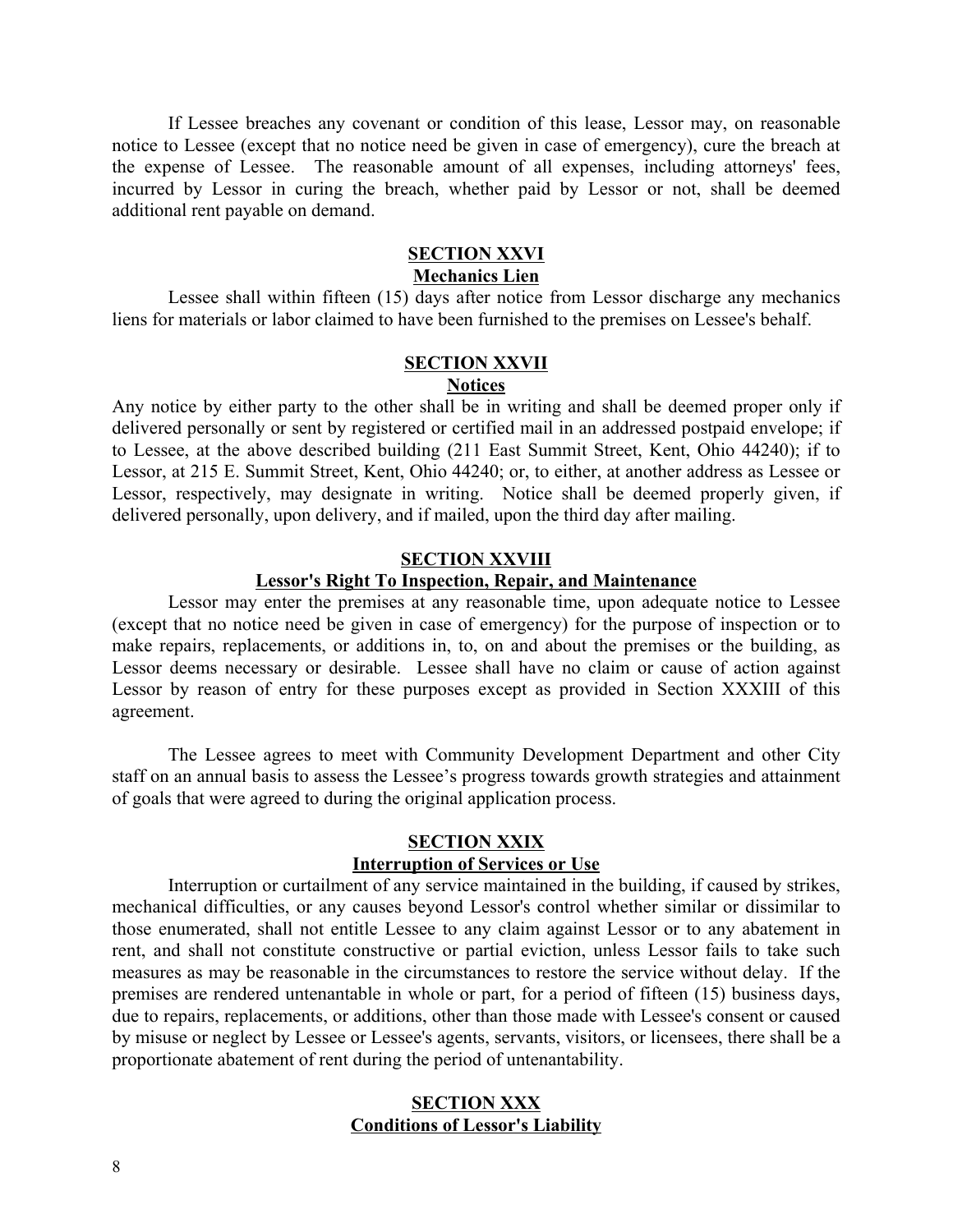If Lessee breaches any covenant or condition of this lease, Lessor may, on reasonable notice to Lessee (except that no notice need be given in case of emergency), cure the breach at the expense of Lessee. The reasonable amount of all expenses, including attorneys' fees, incurred by Lessor in curing the breach, whether paid by Lessor or not, shall be deemed additional rent payable on demand.

## SECTION XXVI
## Mechanics Lien

Lessee shall within fifteen (15) days after notice from Lessor discharge any mechanics liens for materials or labor claimed to have been furnished to the premises on Lessee's behalf.

## SECTION XXVII
## Notices

Any notice by either party to the other shall be in writing and shall be deemed proper only if delivered personally or sent by registered or certified mail in an addressed postpaid envelope; if to Lessee, at the above described building (211 East Summit Street, Kent, Ohio 44240); if to Lessor, at 215 E. Summit Street, Kent, Ohio 44240; or, to either, at another address as Lessee or Lessor, respectively, may designate in writing. Notice shall be deemed properly given, if delivered personally, upon delivery, and if mailed, upon the third day after mailing.

## SECTION XXVIII
## Lessor's Right To Inspection, Repair, and Maintenance

Lessor may enter the premises at any reasonable time, upon adequate notice to Lessee (except that no notice need be given in case of emergency) for the purpose of inspection or to make repairs, replacements, or additions in, to, on and about the premises or the building, as Lessor deems necessary or desirable. Lessee shall have no claim or cause of action against Lessor by reason of entry for these purposes except as provided in Section XXXIII of this agreement.

The Lessee agrees to meet with Community Development Department and other City staff on an annual basis to assess the Lessee's progress towards growth strategies and attainment of goals that were agreed to during the original application process.

## SECTION XXIX
## Interruption of Services or Use

Interruption or curtailment of any service maintained in the building, if caused by strikes, mechanical difficulties, or any causes beyond Lessor's control whether similar or dissimilar to those enumerated, shall not entitle Lessee to any claim against Lessor or to any abatement in rent, and shall not constitute constructive or partial eviction, unless Lessor fails to take such measures as may be reasonable in the circumstances to restore the service without delay. If the premises are rendered untenantable in whole or part, for a period of fifteen (15) business days, due to repairs, replacements, or additions, other than those made with Lessee's consent or caused by misuse or neglect by Lessee or Lessee's agents, servants, visitors, or licensees, there shall be a proportionate abatement of rent during the period of untenantability.

## SECTION XXX
## Conditions of Lessor's Liability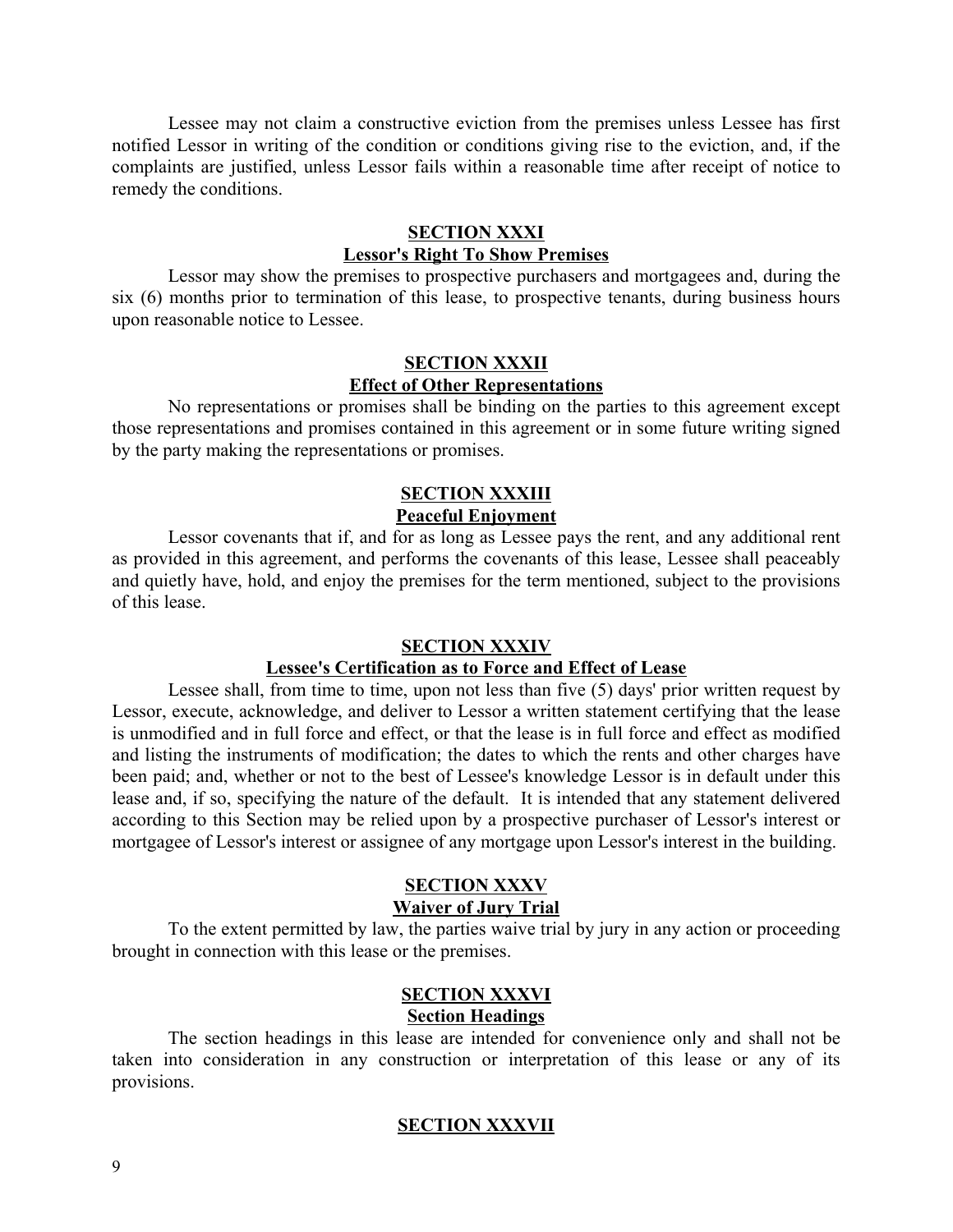Lessee may not claim a constructive eviction from the premises unless Lessee has first notified Lessor in writing of the condition or conditions giving rise to the eviction, and, if the complaints are justified, unless Lessor fails within a reasonable time after receipt of notice to remedy the conditions.

## SECTION XXXI
## Lessor's Right To Show Premises

Lessor may show the premises to prospective purchasers and mortgagees and, during the six (6) months prior to termination of this lease, to prospective tenants, during business hours upon reasonable notice to Lessee.

## SECTION XXXII
## Effect of Other Representations

No representations or promises shall be binding on the parties to this agreement except those representations and promises contained in this agreement or in some future writing signed by the party making the representations or promises.

## SECTION XXXIII
## Peaceful Enjoyment

Lessor covenants that if, and for as long as Lessee pays the rent, and any additional rent as provided in this agreement, and performs the covenants of this lease, Lessee shall peaceably and quietly have, hold, and enjoy the premises for the term mentioned, subject to the provisions of this lease.

## SECTION XXXIV
## Lessee's Certification as to Force and Effect of Lease

Lessee shall, from time to time, upon not less than five (5) days' prior written request by Lessor, execute, acknowledge, and deliver to Lessor a written statement certifying that the lease is unmodified and in full force and effect, or that the lease is in full force and effect as modified and listing the instruments of modification; the dates to which the rents and other charges have been paid; and, whether or not to the best of Lessee's knowledge Lessor is in default under this lease and, if so, specifying the nature of the default. It is intended that any statement delivered according to this Section may be relied upon by a prospective purchaser of Lessor's interest or mortgagee of Lessor's interest or assignee of any mortgage upon Lessor's interest in the building.

## SECTION XXXV
## Waiver of Jury Trial

To the extent permitted by law, the parties waive trial by jury in any action or proceeding brought in connection with this lease or the premises.

## SECTION XXXVI
## Section Headings

The section headings in this lease are intended for convenience only and shall not be taken into consideration in any construction or interpretation of this lease or any of its provisions.

## SECTION XXXVII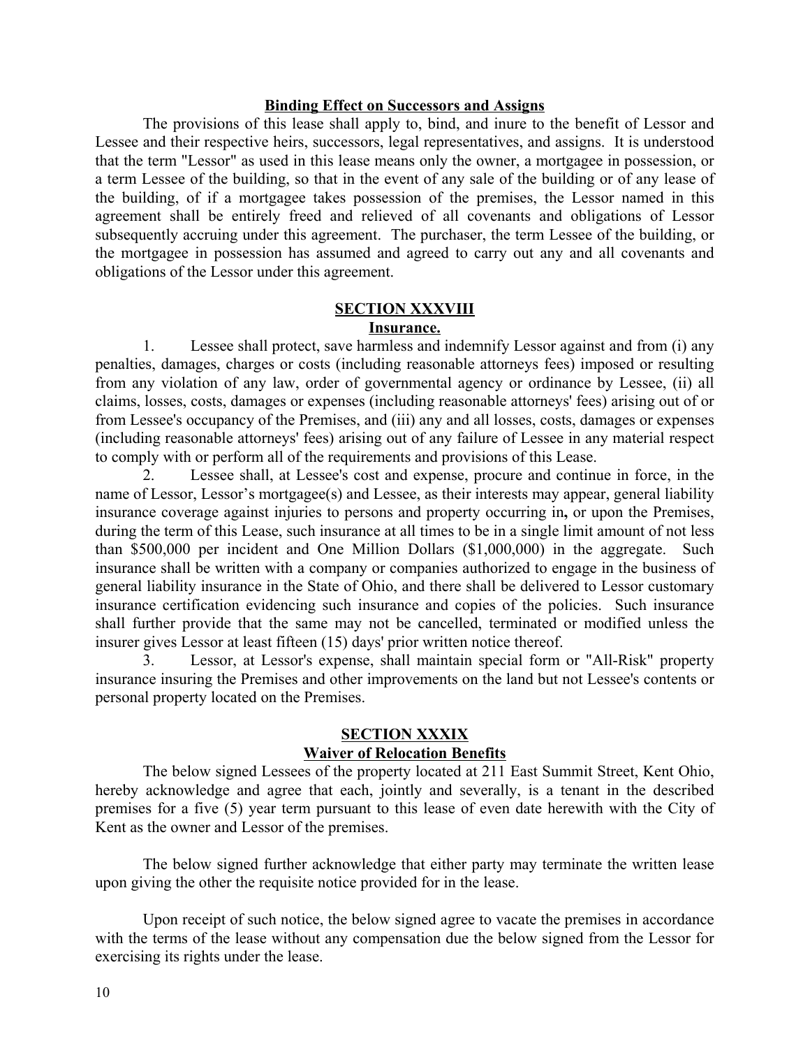**Binding Effect on Successors and Assigns**

The provisions of this lease shall apply to, bind, and inure to the benefit of Lessor and Lessee and their respective heirs, successors, legal representatives, and assigns. It is understood that the term "Lessor" as used in this lease means only the owner, a mortgagee in possession, or a term Lessee of the building, so that in the event of any sale of the building or of any lease of the building, of if a mortgagee takes possession of the premises, the Lessor named in this agreement shall be entirely freed and relieved of all covenants and obligations of Lessor subsequently accruing under this agreement. The purchaser, the term Lessee of the building, or the mortgagee in possession has assumed and agreed to carry out any and all covenants and obligations of the Lessor under this agreement.

## SECTION XXXVIII

### Insurance.

1. Lessee shall protect, save harmless and indemnify Lessor against and from (i) any penalties, damages, charges or costs (including reasonable attorneys fees) imposed or resulting from any violation of any law, order of governmental agency or ordinance by Lessee, (ii) all claims, losses, costs, damages or expenses (including reasonable attorneys' fees) arising out of or from Lessee's occupancy of the Premises, and (iii) any and all losses, costs, damages or expenses (including reasonable attorneys' fees) arising out of any failure of Lessee in any material respect to comply with or perform all of the requirements and provisions of this Lease.

2. Lessee shall, at Lessee's cost and expense, procure and continue in force, in the name of Lessor, Lessor's mortgagee(s) and Lessee, as their interests may appear, general liability insurance coverage against injuries to persons and property occurring in**,** or upon the Premises, during the term of this Lease, such insurance at all times to be in a single limit amount of not less than $500,000 per incident and One Million Dollars ($1,000,000) in the aggregate. Such insurance shall be written with a company or companies authorized to engage in the business of general liability insurance in the State of Ohio, and there shall be delivered to Lessor customary insurance certification evidencing such insurance and copies of the policies. Such insurance shall further provide that the same may not be cancelled, terminated or modified unless the insurer gives Lessor at least fifteen (15) days' prior written notice thereof.

3. Lessor, at Lessor's expense, shall maintain special form or "All-Risk" property insurance insuring the Premises and other improvements on the land but not Lessee's contents or personal property located on the Premises.

## SECTION XXXIX

### Waiver of Relocation Benefits

The below signed Lessees of the property located at 211 East Summit Street, Kent Ohio, hereby acknowledge and agree that each, jointly and severally, is a tenant in the described premises for a five (5) year term pursuant to this lease of even date herewith with the City of Kent as the owner and Lessor of the premises.

The below signed further acknowledge that either party may terminate the written lease upon giving the other the requisite notice provided for in the lease.

Upon receipt of such notice, the below signed agree to vacate the premises in accordance with the terms of the lease without any compensation due the below signed from the Lessor for exercising its rights under the lease.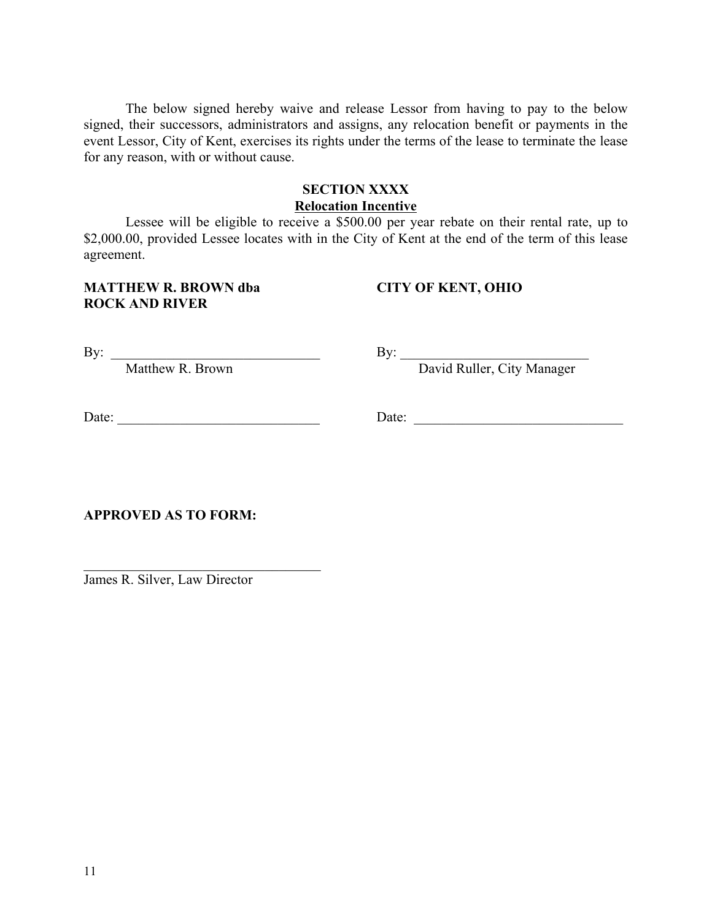The below signed hereby waive and release Lessor from having to pay to the below signed, their successors, administrators and assigns, any relocation benefit or payments in the event Lessor, City of Kent, exercises its rights under the terms of the lease to terminate the lease for any reason, with or without cause.

## SECTION XXXX
**Relocation Incentive**

Lessee will be eligible to receive a $500.00 per year rebate on their rental rate, up to $2,000.00, provided Lessee locates with in the City of Kent at the end of the term of this lease agreement.

**MATTHEW R. BROWN dba ROCK AND RIVER**

By: ______________________________
Matthew R. Brown

Date: ______________________________

**CITY OF KENT, OHIO**

By: ______________________________
David Ruller, City Manager

Date: ______________________________

**APPROVED AS TO FORM:**

______________________________
James R. Silver, Law Director